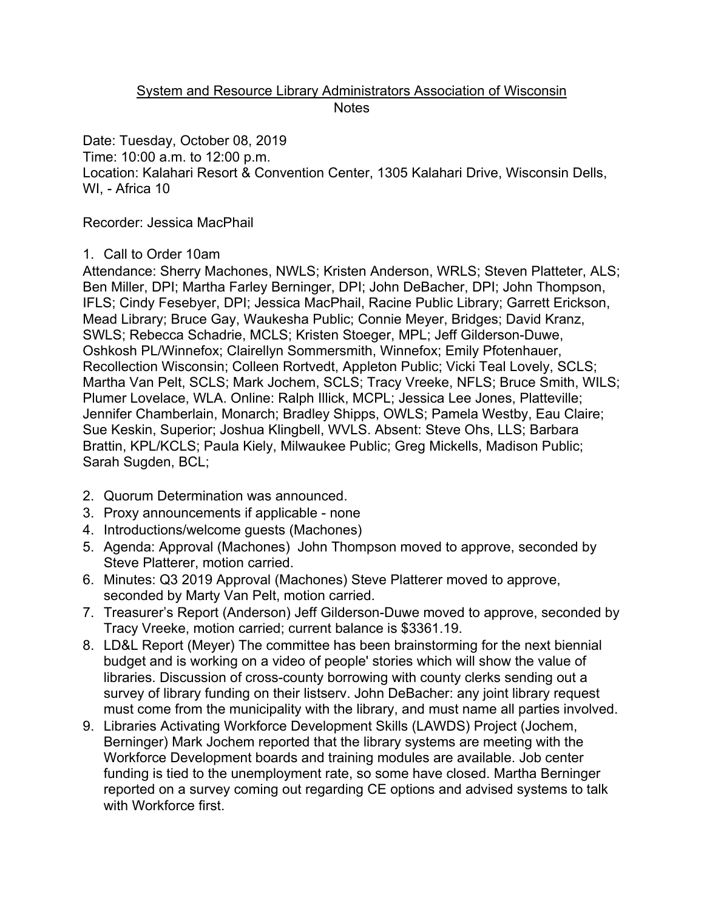System and Resource Library Administrators Association of Wisconsin
Notes

Date: Tuesday, October 08, 2019
Time: 10:00 a.m. to 12:00 p.m.
Location: Kalahari Resort & Convention Center, 1305 Kalahari Drive, Wisconsin Dells, WI, - Africa 10

Recorder: Jessica MacPhail

1. Call to Order 10am

Attendance: Sherry Machones, NWLS; Kristen Anderson, WRLS; Steven Platteter, ALS; Ben Miller, DPI; Martha Farley Berninger, DPI; John DeBacher, DPI; John Thompson, IFLS; Cindy Fesebyer, DPI; Jessica MacPhail, Racine Public Library; Garrett Erickson, Mead Library; Bruce Gay, Waukesha Public; Connie Meyer, Bridges; David Kranz, SWLS; Rebecca Schadrie, MCLS; Kristen Stoeger, MPL; Jeff Gilderson-Duwe, Oshkosh PL/Winnefox; Clairellyn Sommersmith, Winnefox; Emily Pfotenhauer, Recollection Wisconsin; Colleen Rortvedt, Appleton Public; Vicki Teal Lovely, SCLS; Martha Van Pelt, SCLS; Mark Jochem, SCLS; Tracy Vreeke, NFLS; Bruce Smith, WILS; Plumer Lovelace, WLA. Online: Ralph Illick, MCPL; Jessica Lee Jones, Platteville; Jennifer Chamberlain, Monarch; Bradley Shipps, OWLS; Pamela Westby, Eau Claire; Sue Keskin, Superior; Joshua Klingbell, WVLS. Absent: Steve Ohs, LLS; Barbara Brattin, KPL/KCLS; Paula Kiely, Milwaukee Public; Greg Mickells, Madison Public; Sarah Sugden, BCL;

2. Quorum Determination was announced.
3. Proxy announcements if applicable - none
4. Introductions/welcome guests (Machones)
5. Agenda: Approval (Machones) John Thompson moved to approve, seconded by Steve Platterer, motion carried.
6. Minutes: Q3 2019 Approval (Machones) Steve Platterer moved to approve, seconded by Marty Van Pelt, motion carried.
7. Treasurer's Report (Anderson) Jeff Gilderson-Duwe moved to approve, seconded by Tracy Vreeke, motion carried; current balance is $3361.19.
8. LD&L Report (Meyer) The committee has been brainstorming for the next biennial budget and is working on a video of people' stories which will show the value of libraries. Discussion of cross-county borrowing with county clerks sending out a survey of library funding on their listserv. John DeBacher: any joint library request must come from the municipality with the library, and must name all parties involved.
9. Libraries Activating Workforce Development Skills (LAWDS) Project (Jochem, Berninger) Mark Jochem reported that the library systems are meeting with the Workforce Development boards and training modules are available. Job center funding is tied to the unemployment rate, so some have closed. Martha Berninger reported on a survey coming out regarding CE options and advised systems to talk with Workforce first.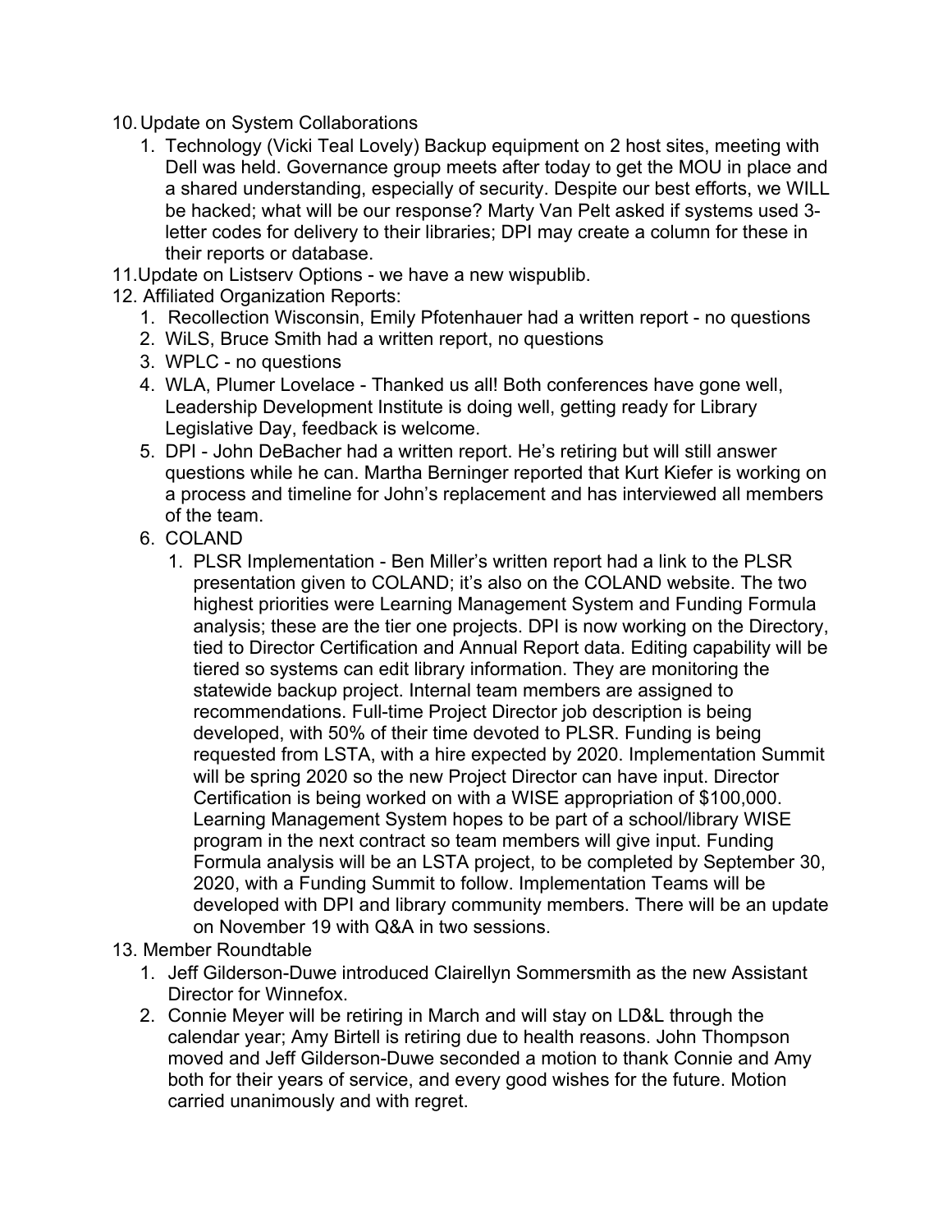10. Update on System Collaborations
    1. Technology (Vicki Teal Lovely) Backup equipment on 2 host sites, meeting with Dell was held. Governance group meets after today to get the MOU in place and a shared understanding, especially of security. Despite our best efforts, we WILL be hacked; what will be our response? Marty Van Pelt asked if systems used 3-letter codes for delivery to their libraries; DPI may create a column for these in their reports or database.
11. Update on Listserv Options - we have a new wispublib.
12. Affiliated Organization Reports:
    1. Recollection Wisconsin, Emily Pfotenhauer had a written report - no questions
    2. WiLS, Bruce Smith had a written report, no questions
    3. WPLC - no questions
    4. WLA, Plumer Lovelace - Thanked us all! Both conferences have gone well, Leadership Development Institute is doing well, getting ready for Library Legislative Day, feedback is welcome.
    5. DPI - John DeBacher had a written report. He's retiring but will still answer questions while he can. Martha Berninger reported that Kurt Kiefer is working on a process and timeline for John's replacement and has interviewed all members of the team.
    6. COLAND
        1. PLSR Implementation - Ben Miller's written report had a link to the PLSR presentation given to COLAND; it's also on the COLAND website. The two highest priorities were Learning Management System and Funding Formula analysis; these are the tier one projects. DPI is now working on the Directory, tied to Director Certification and Annual Report data. Editing capability will be tiered so systems can edit library information. They are monitoring the statewide backup project. Internal team members are assigned to recommendations. Full-time Project Director job description is being developed, with 50% of their time devoted to PLSR. Funding is being requested from LSTA, with a hire expected by 2020. Implementation Summit will be spring 2020 so the new Project Director can have input. Director Certification is being worked on with a WISE appropriation of $100,000. Learning Management System hopes to be part of a school/library WISE program in the next contract so team members will give input. Funding Formula analysis will be an LSTA project, to be completed by September 30, 2020, with a Funding Summit to follow. Implementation Teams will be developed with DPI and library community members. There will be an update on November 19 with Q&A in two sessions.
13. Member Roundtable
    1. Jeff Gilderson-Duwe introduced Clairellyn Sommersmith as the new Assistant Director for Winnefox.
    2. Connie Meyer will be retiring in March and will stay on LD&L through the calendar year; Amy Birtell is retiring due to health reasons. John Thompson moved and Jeff Gilderson-Duwe seconded a motion to thank Connie and Amy both for their years of service, and every good wishes for the future. Motion carried unanimously and with regret.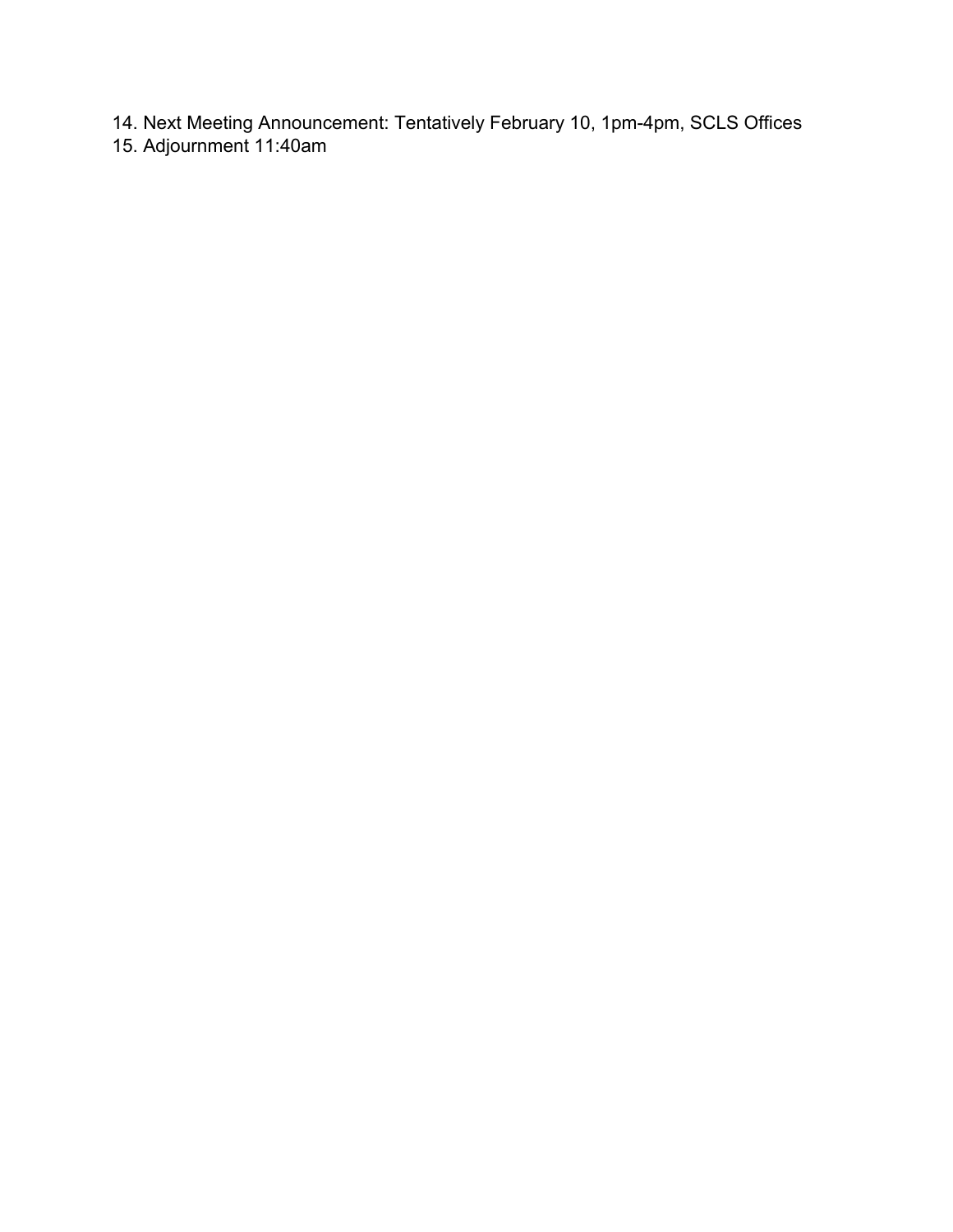14. Next Meeting Announcement: Tentatively February 10, 1pm-4pm, SCLS Offices
15. Adjournment 11:40am